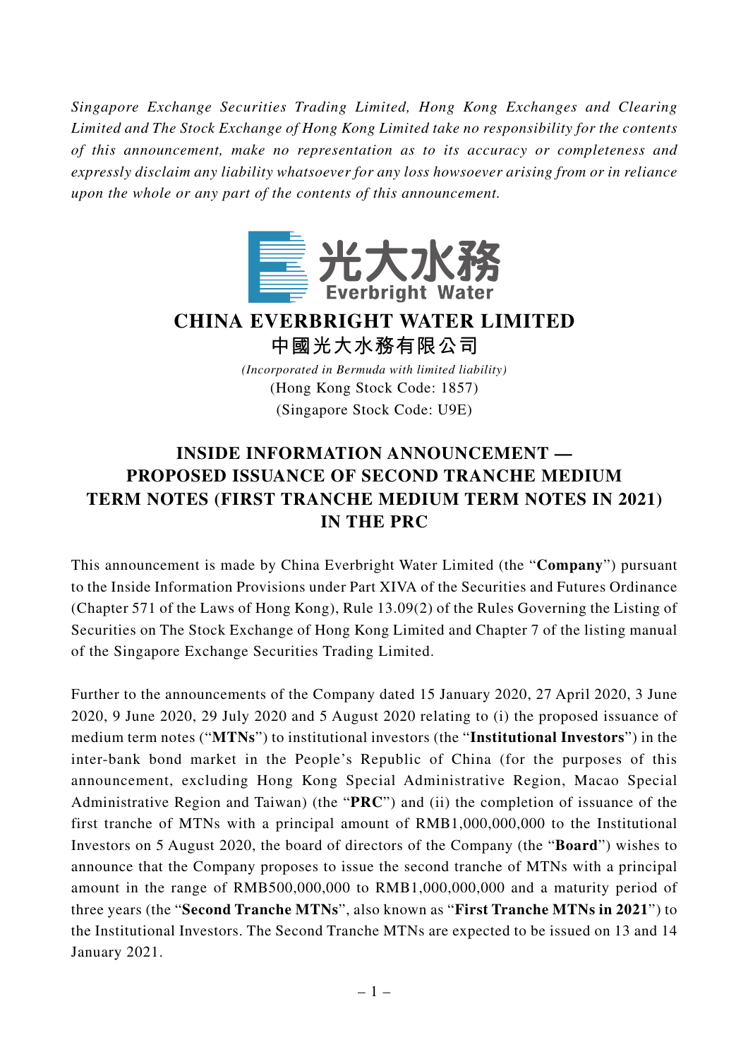*Singapore Exchange Securities Trading Limited, Hong Kong Exchanges and Clearing Limited and The Stock Exchange of Hong Kong Limited take no responsibility for the contents of this announcement, make no representation as to its accuracy or completeness and expressly disclaim any liability whatsoever for any loss howsoever arising from or in reliance upon the whole or any part of the contents of this announcement.*

光大水務
Everbright Water

# CHINA EVERBRIGHT WATER LIMITED
# 中國光大水務有限公司

*(Incorporated in Bermuda with limited liability)*
(Hong Kong Stock Code: 1857)
(Singapore Stock Code: U9E)

## INSIDE INFORMATION ANNOUNCEMENT — PROPOSED ISSUANCE OF SECOND TRANCHE MEDIUM TERM NOTES (FIRST TRANCHE MEDIUM TERM NOTES IN 2021) IN THE PRC

This announcement is made by China Everbright Water Limited (the "**Company**") pursuant to the Inside Information Provisions under Part XIVA of the Securities and Futures Ordinance (Chapter 571 of the Laws of Hong Kong), Rule 13.09(2) of the Rules Governing the Listing of Securities on The Stock Exchange of Hong Kong Limited and Chapter 7 of the listing manual of the Singapore Exchange Securities Trading Limited.

Further to the announcements of the Company dated 15 January 2020, 27 April 2020, 3 June 2020, 9 June 2020, 29 July 2020 and 5 August 2020 relating to (i) the proposed issuance of medium term notes ("**MTNs**") to institutional investors (the "**Institutional Investors**") in the inter-bank bond market in the People's Republic of China (for the purposes of this announcement, excluding Hong Kong Special Administrative Region, Macao Special Administrative Region and Taiwan) (the "**PRC**") and (ii) the completion of issuance of the first tranche of MTNs with a principal amount of RMB1,000,000,000 to the Institutional Investors on 5 August 2020, the board of directors of the Company (the "**Board**") wishes to announce that the Company proposes to issue the second tranche of MTNs with a principal amount in the range of RMB500,000,000 to RMB1,000,000,000 and a maturity period of three years (the "**Second Tranche MTNs**", also known as "**First Tranche MTNs in 2021**") to the Institutional Investors. The Second Tranche MTNs are expected to be issued on 13 and 14 January 2021.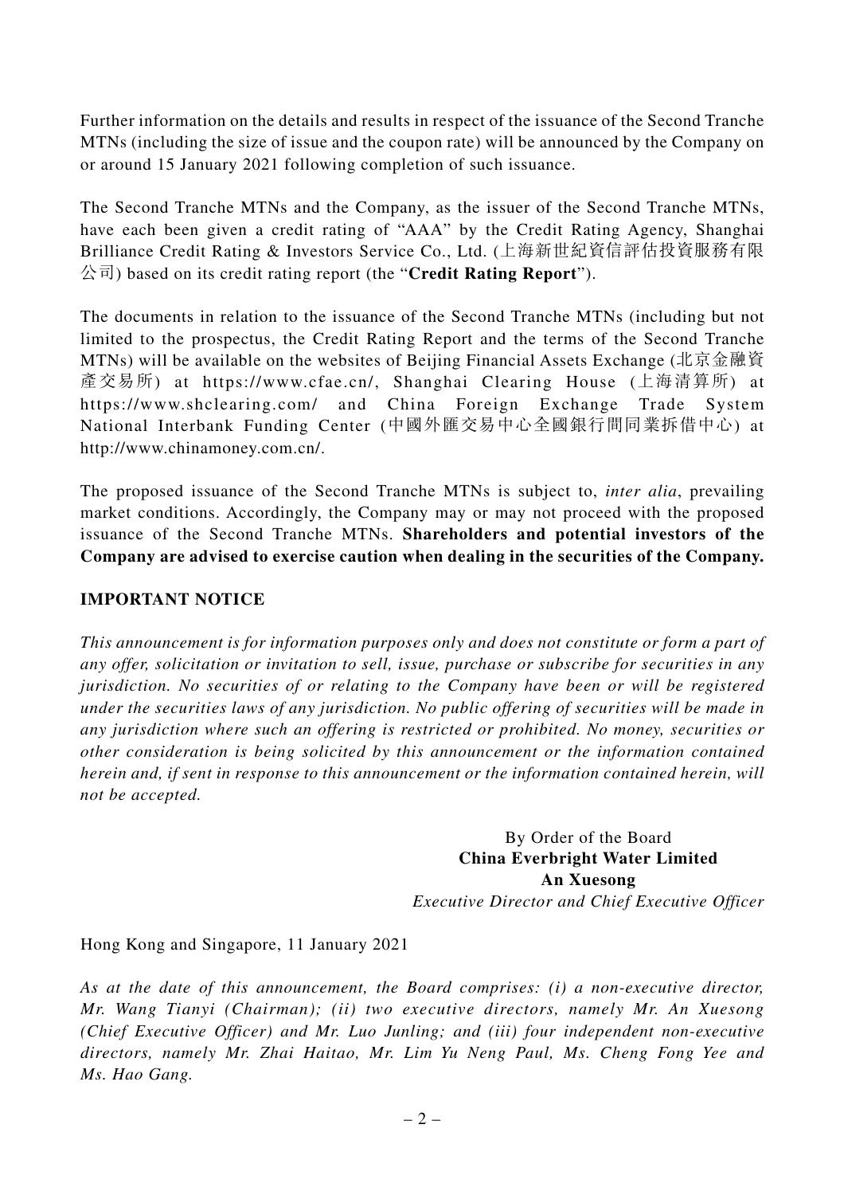Further information on the details and results in respect of the issuance of the Second Tranche MTNs (including the size of issue and the coupon rate) will be announced by the Company on or around 15 January 2021 following completion of such issuance.

The Second Tranche MTNs and the Company, as the issuer of the Second Tranche MTNs, have each been given a credit rating of "AAA" by the Credit Rating Agency, Shanghai Brilliance Credit Rating & Investors Service Co., Ltd. (上海新世紀資信評估投資服務有限公司) based on its credit rating report (the "**Credit Rating Report**").

The documents in relation to the issuance of the Second Tranche MTNs (including but not limited to the prospectus, the Credit Rating Report and the terms of the Second Tranche MTNs) will be available on the websites of Beijing Financial Assets Exchange (北京金融資產交易所) at https://www.cfae.cn/, Shanghai Clearing House (上海清算所) at https://www.shclearing.com/ and China Foreign Exchange Trade System National Interbank Funding Center (中國外匯交易中心全國銀行間同業拆借中心) at http://www.chinamoney.com.cn/.

The proposed issuance of the Second Tranche MTNs is subject to, *inter alia*, prevailing market conditions. Accordingly, the Company may or may not proceed with the proposed issuance of the Second Tranche MTNs. **Shareholders and potential investors of the Company are advised to exercise caution when dealing in the securities of the Company.**

**IMPORTANT NOTICE**

*This announcement is for information purposes only and does not constitute or form a part of any offer, solicitation or invitation to sell, issue, purchase or subscribe for securities in any jurisdiction. No securities of or relating to the Company have been or will be registered under the securities laws of any jurisdiction. No public offering of securities will be made in any jurisdiction where such an offering is restricted or prohibited. No money, securities or other consideration is being solicited by this announcement or the information contained herein and, if sent in response to this announcement or the information contained herein, will not be accepted.*

By Order of the Board
**China Everbright Water Limited**
**An Xuesong**
*Executive Director and Chief Executive Officer*

Hong Kong and Singapore, 11 January 2021

*As at the date of this announcement, the Board comprises: (i) a non-executive director, Mr. Wang Tianyi (Chairman); (ii) two executive directors, namely Mr. An Xuesong (Chief Executive Officer) and Mr. Luo Junling; and (iii) four independent non-executive directors, namely Mr. Zhai Haitao, Mr. Lim Yu Neng Paul, Ms. Cheng Fong Yee and Ms. Hao Gang.*